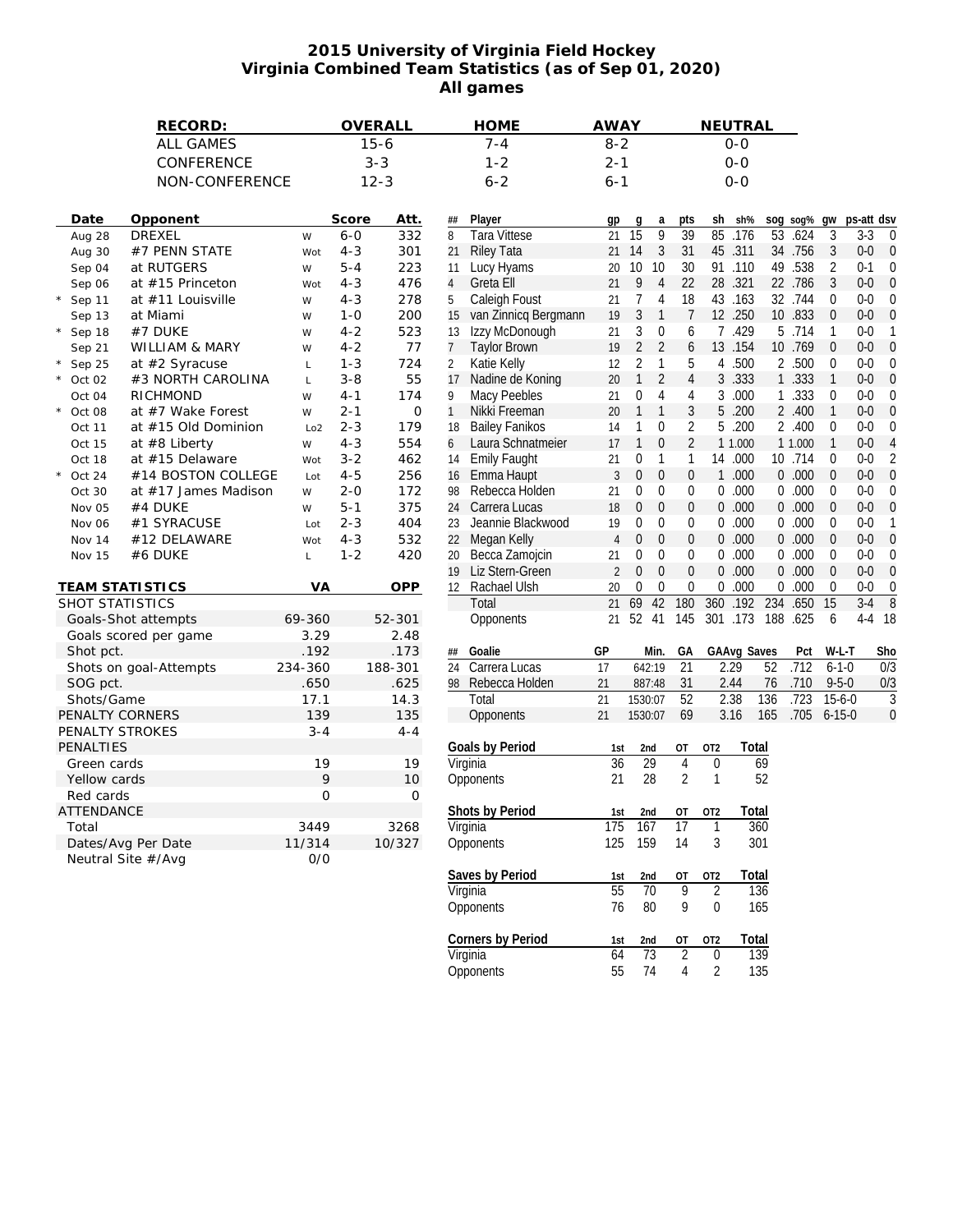# 2015 University of Virginia Field Hockey
## Virginia Combined Team Statistics (as of Sep 01, 2020)
## All games

| RECORD: | OVERALL | HOME | AWAY | NEUTRAL |
|---|---|---|---|---|
| ALL GAMES | 15-6 | 7-4 | 8-2 | 0-0 |
| CONFERENCE | 3-3 | 1-2 | 2-1 | 0-0 |
| NON-CONFERENCE | 12-3 | 6-2 | 6-1 | 0-0 |

| | Date | Opponent | | Score | Att. |
|---|---|---|---|---|---|
| | Aug 28 | DREXEL | W | 6-0 | 332 |
| | Aug 30 | #7 PENN STATE | Wot | 4-3 | 301 |
| | Sep 04 | at RUTGERS | W | 5-4 | 223 |
| | Sep 06 | at #15 Princeton | Wot | 4-3 | 476 |
| * | Sep 11 | at #11 Louisville | W | 4-3 | 278 |
| | Sep 13 | at Miami | W | 1-0 | 200 |
| * | Sep 18 | #7 DUKE | W | 4-2 | 523 |
| | Sep 21 | WILLIAM & MARY | W | 4-2 | 77 |
| * | Sep 25 | at #2 Syracuse | L | 1-3 | 724 |
| * | Oct 02 | #3 NORTH CAROLINA | L | 3-8 | 55 |
| | Oct 04 | RICHMOND | W | 4-1 | 174 |
| * | Oct 08 | at #7 Wake Forest | W | 2-1 | 0 |
| | Oct 11 | at #15 Old Dominion | Lo2 | 2-3 | 179 |
| | Oct 15 | at #8 Liberty | W | 4-3 | 554 |
| | Oct 18 | at #15 Delaware | Wot | 3-2 | 462 |
| * | Oct 24 | #14 BOSTON COLLEGE | Lot | 4-5 | 256 |
| | Oct 30 | at #17 James Madison | W | 2-0 | 172 |
| | Nov 05 | #4 DUKE | W | 5-1 | 375 |
| | Nov 06 | #1 SYRACUSE | Lot | 2-3 | 404 |
| | Nov 14 | #12 DELAWARE | Wot | 4-3 | 532 |
| | Nov 15 | #6 DUKE | L | 1-2 | 420 |

| TEAM STATISTICS | VA | OPP |
|---|---|---|
| SHOT STATISTICS | | |
| Goals-Shot attempts | 69-360 | 52-301 |
| Goals scored per game | 3.29 | 2.48 |
| Shot pct. | .192 | .173 |
| Shots on goal-Attempts | 234-360 | 188-301 |
| SOG pct. | .650 | .625 |
| Shots/Game | 17.1 | 14.3 |
| PENALTY CORNERS | 139 | 135 |
| PENALTY STROKES | 3-4 | 4-4 |
| PENALTIES | | |
| Green cards | 19 | 19 |
| Yellow cards | 9 | 10 |
| Red cards | 0 | 0 |
| ATTENDANCE | | |
| Total | 3449 | 3268 |
| Dates/Avg Per Date | 11/314 | 10/327 |
| Neutral Site #/Avg | 0/0 | |

| ## | Player | gp | g | a | pts | sh | sh% | sog | sog% | gw | ps-att | dsv |
|---|---|---|---|---|---|---|---|---|---|---|---|---|
| 8 | Tara Vittese | 21 | 15 | 9 | 39 | 85 | .176 | 53 | .624 | 3 | 3-3 | 0 |
| 21 | Riley Tata | 21 | 14 | 3 | 31 | 45 | .311 | 34 | .756 | 3 | 0-0 | 0 |
| 11 | Lucy Hyams | 20 | 10 | 10 | 30 | 91 | .110 | 49 | .538 | 2 | 0-1 | 0 |
| 4 | Greta Ell | 21 | 9 | 4 | 22 | 28 | .321 | 22 | .786 | 3 | 0-0 | 0 |
| 5 | Caleigh Foust | 21 | 7 | 4 | 18 | 43 | .163 | 32 | .744 | 0 | 0-0 | 0 |
| 15 | van Zinnicq Bergmann | 19 | 3 | 1 | 7 | 12 | .250 | 10 | .833 | 0 | 0-0 | 0 |
| 13 | Izzy McDonough | 21 | 3 | 0 | 6 | 7 | .429 | 5 | .714 | 1 | 0-0 | 1 |
| 7 | Taylor Brown | 19 | 2 | 2 | 6 | 13 | .154 | 10 | .769 | 0 | 0-0 | 0 |
| 2 | Katie Kelly | 12 | 2 | 1 | 5 | 4 | .500 | 2 | .500 | 0 | 0-0 | 0 |
| 17 | Nadine de Koning | 20 | 1 | 2 | 4 | 3 | .333 | 1 | .333 | 1 | 0-0 | 0 |
| 9 | Macy Peebles | 21 | 0 | 4 | 4 | 3 | .000 | 1 | .333 | 0 | 0-0 | 0 |
| 1 | Nikki Freeman | 20 | 1 | 1 | 3 | 5 | .200 | 2 | .400 | 1 | 0-0 | 0 |
| 18 | Bailey Fanikos | 14 | 1 | 0 | 2 | 5 | .200 | 2 | .400 | 0 | 0-0 | 0 |
| 6 | Laura Schnatmeier | 17 | 1 | 0 | 2 | 1 | 1.000 | 1 | 1.000 | 1 | 0-0 | 4 |
| 14 | Emily Faught | 21 | 0 | 1 | 1 | 14 | .000 | 10 | .714 | 0 | 0-0 | 2 |
| 16 | Emma Haupt | 3 | 0 | 0 | 0 | 1 | .000 | 0 | .000 | 0 | 0-0 | 0 |
| 98 | Rebecca Holden | 21 | 0 | 0 | 0 | 0 | .000 | 0 | .000 | 0 | 0-0 | 0 |
| 24 | Carrera Lucas | 18 | 0 | 0 | 0 | 0 | .000 | 0 | .000 | 0 | 0-0 | 0 |
| 23 | Jeannie Blackwood | 19 | 0 | 0 | 0 | 0 | .000 | 0 | .000 | 0 | 0-0 | 1 |
| 22 | Megan Kelly | 4 | 0 | 0 | 0 | 0 | .000 | 0 | .000 | 0 | 0-0 | 0 |
| 20 | Becca Zamojcin | 21 | 0 | 0 | 0 | 0 | .000 | 0 | .000 | 0 | 0-0 | 0 |
| 19 | Liz Stern-Green | 2 | 0 | 0 | 0 | 0 | .000 | 0 | .000 | 0 | 0-0 | 0 |
| 12 | Rachael Ulsh | 20 | 0 | 0 | 0 | 0 | .000 | 0 | .000 | 0 | 0-0 | 0 |
| | Total | 21 | 69 | 42 | 180 | 360 | .192 | 234 | .650 | 15 | 3-4 | 8 |
| | Opponents | 21 | 52 | 41 | 145 | 301 | .173 | 188 | .625 | 6 | 4-4 | 18 |

| ## | Goalie | GP | Min. | GA | GAAvg | Saves | Pct | W-L-T | Sho |
|---|---|---|---|---|---|---|---|---|---|
| 24 | Carrera Lucas | 17 | 642:19 | 21 | 2.29 | 52 | .712 | 6-1-0 | 0/3 |
| 98 | Rebecca Holden | 21 | 887:48 | 31 | 2.44 | 76 | .710 | 9-5-0 | 0/3 |
| | Total | 21 | 1530:07 | 52 | 2.38 | 136 | .723 | 15-6-0 | 3 |
| | Opponents | 21 | 1530:07 | 69 | 3.16 | 165 | .705 | 6-15-0 | 0 |

| Goals by Period | 1st | 2nd | OT | OT2 | Total |
|---|---|---|---|---|---|
| Virginia | 36 | 29 | 4 | 0 | 69 |
| Opponents | 21 | 28 | 2 | 1 | 52 |

| Shots by Period | 1st | 2nd | OT | OT2 | Total |
|---|---|---|---|---|---|
| Virginia | 175 | 167 | 17 | 1 | 360 |
| Opponents | 125 | 159 | 14 | 3 | 301 |

| Saves by Period | 1st | 2nd | OT | OT2 | Total |
|---|---|---|---|---|---|
| Virginia | 55 | 70 | 9 | 2 | 136 |
| Opponents | 76 | 80 | 9 | 0 | 165 |

| Corners by Period | 1st | 2nd | OT | OT2 | Total |
|---|---|---|---|---|---|
| Virginia | 64 | 73 | 2 | 0 | 139 |
| Opponents | 55 | 74 | 4 | 2 | 135 |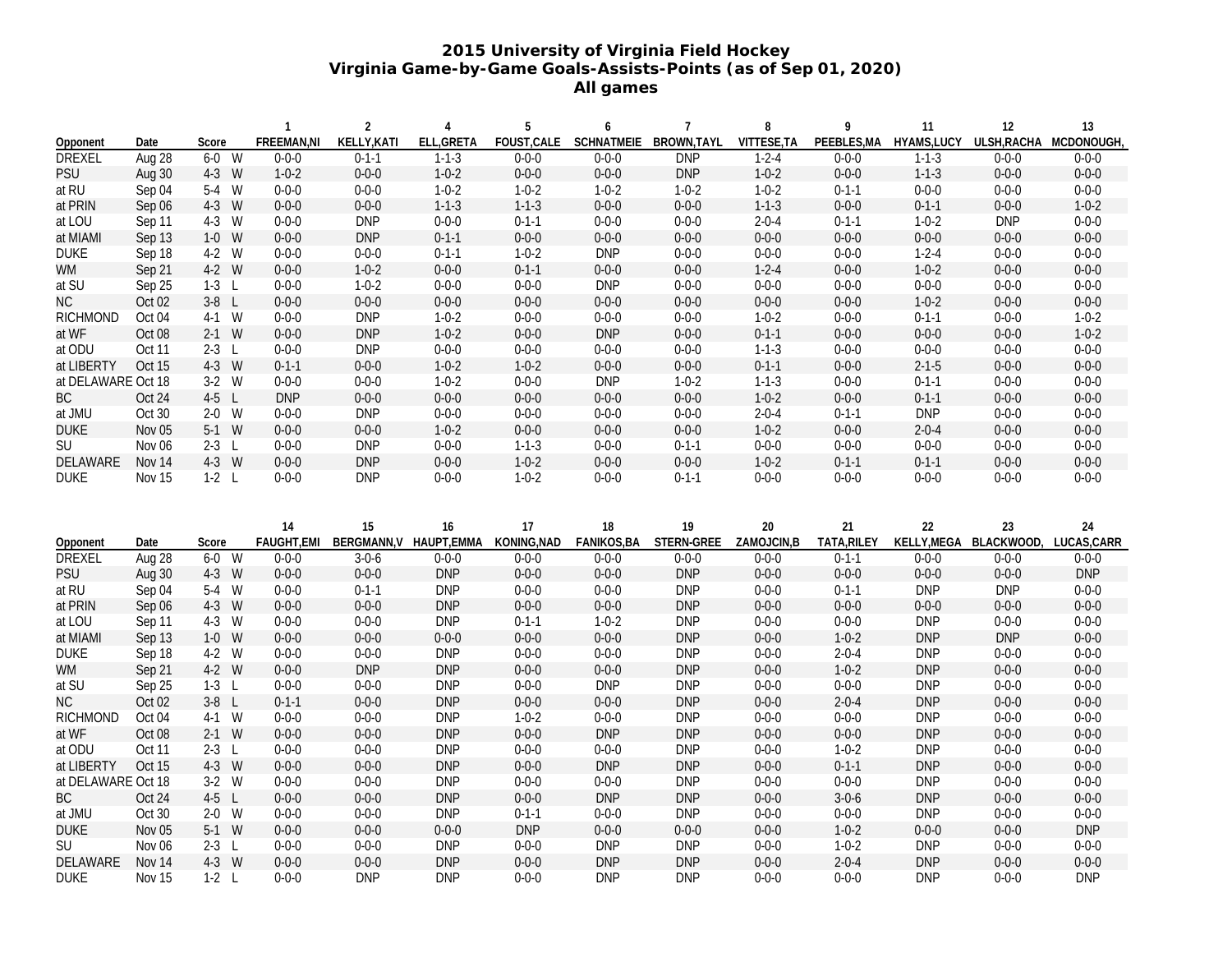# 2015 University of Virginia Field Hockey

## Virginia Game-by-Game Goals-Assists-Points (as of Sep 01, 2020)

### All games

| Opponent | Date | Score | | 1 FREEMAN,NI | 2 KELLY,KATI | 4 ELL,GRETA | 5 FOUST,CALE | 6 SCHNATMEIE | 7 BROWN,TAYL | 8 VITTESE,TA | 9 PEEBLES,MA | 11 HYAMS,LUCY | 12 ULSH,RACHA | 13 MCDONOUGH, |
|---|---|---|---|---|---|---|---|---|---|---|---|---|---|---|
| DREXEL | Aug 28 | 6-0 | W | 0-0-0 | 0-1-1 | 1-1-3 | 0-0-0 | 0-0-0 | DNP | 1-2-4 | 0-0-0 | 1-1-3 | 0-0-0 | 0-0-0 |
| PSU | Aug 30 | 4-3 | W | 1-0-2 | 0-0-0 | 1-0-2 | 0-0-0 | 0-0-0 | DNP | 1-0-2 | 0-0-0 | 1-1-3 | 0-0-0 | 0-0-0 |
| at RU | Sep 04 | 5-4 | W | 0-0-0 | 0-0-0 | 1-0-2 | 1-0-2 | 1-0-2 | 1-0-2 | 1-0-2 | 0-1-1 | 0-0-0 | 0-0-0 | 0-0-0 |
| at PRIN | Sep 06 | 4-3 | W | 0-0-0 | 0-0-0 | 1-1-3 | 1-1-3 | 0-0-0 | 0-0-0 | 1-1-3 | 0-0-0 | 0-1-1 | 0-0-0 | 1-0-2 |
| at LOU | Sep 11 | 4-3 | W | 0-0-0 | DNP | 0-0-0 | 0-1-1 | 0-0-0 | 0-0-0 | 2-0-4 | 0-1-1 | 1-0-2 | DNP | 0-0-0 |
| at MIAMI | Sep 13 | 1-0 | W | 0-0-0 | DNP | 0-1-1 | 0-0-0 | 0-0-0 | 0-0-0 | 0-0-0 | 0-0-0 | 0-0-0 | 0-0-0 | 0-0-0 |
| DUKE | Sep 18 | 4-2 | W | 0-0-0 | 0-0-0 | 0-1-1 | 1-0-2 | DNP | 0-0-0 | 0-0-0 | 0-0-0 | 1-2-4 | 0-0-0 | 0-0-0 |
| WM | Sep 21 | 4-2 | W | 0-0-0 | 1-0-2 | 0-0-0 | 0-1-1 | 0-0-0 | 0-0-0 | 1-2-4 | 0-0-0 | 1-0-2 | 0-0-0 | 0-0-0 |
| at SU | Sep 25 | 1-3 | L | 0-0-0 | 1-0-2 | 0-0-0 | 0-0-0 | DNP | 0-0-0 | 0-0-0 | 0-0-0 | 0-0-0 | 0-0-0 | 0-0-0 |
| NC | Oct 02 | 3-8 | L | 0-0-0 | 0-0-0 | 0-0-0 | 0-0-0 | 0-0-0 | 0-0-0 | 0-0-0 | 0-0-0 | 1-0-2 | 0-0-0 | 0-0-0 |
| RICHMOND | Oct 04 | 4-1 | W | 0-0-0 | DNP | 1-0-2 | 0-0-0 | 0-0-0 | 0-0-0 | 1-0-2 | 0-0-0 | 0-1-1 | 0-0-0 | 1-0-2 |
| at WF | Oct 08 | 2-1 | W | 0-0-0 | DNP | 1-0-2 | 0-0-0 | DNP | 0-0-0 | 0-1-1 | 0-0-0 | 0-0-0 | 0-0-0 | 1-0-2 |
| at ODU | Oct 11 | 2-3 | L | 0-0-0 | DNP | 0-0-0 | 0-0-0 | 0-0-0 | 0-0-0 | 1-1-3 | 0-0-0 | 0-0-0 | 0-0-0 | 0-0-0 |
| at LIBERTY | Oct 15 | 4-3 | W | 0-1-1 | 0-0-0 | 1-0-2 | 1-0-2 | 0-0-0 | 0-0-0 | 0-1-1 | 0-0-0 | 2-1-5 | 0-0-0 | 0-0-0 |
| at DELAWARE | Oct 18 | 3-2 | W | 0-0-0 | 0-0-0 | 1-0-2 | 0-0-0 | DNP | 1-0-2 | 1-1-3 | 0-0-0 | 0-1-1 | 0-0-0 | 0-0-0 |
| BC | Oct 24 | 4-5 | L | DNP | 0-0-0 | 0-0-0 | 0-0-0 | 0-0-0 | 0-0-0 | 1-0-2 | 0-0-0 | 0-1-1 | 0-0-0 | 0-0-0 |
| at JMU | Oct 30 | 2-0 | W | 0-0-0 | DNP | 0-0-0 | 0-0-0 | 0-0-0 | 0-0-0 | 2-0-4 | 0-1-1 | DNP | 0-0-0 | 0-0-0 |
| DUKE | Nov 05 | 5-1 | W | 0-0-0 | 0-0-0 | 1-0-2 | 0-0-0 | 0-0-0 | 0-0-0 | 1-0-2 | 0-0-0 | 2-0-4 | 0-0-0 | 0-0-0 |
| SU | Nov 06 | 2-3 | L | 0-0-0 | DNP | 0-0-0 | 1-1-3 | 0-0-0 | 0-1-1 | 0-0-0 | 0-0-0 | 0-0-0 | 0-0-0 | 0-0-0 |
| DELAWARE | Nov 14 | 4-3 | W | 0-0-0 | DNP | 0-0-0 | 1-0-2 | 0-0-0 | 0-0-0 | 1-0-2 | 0-1-1 | 0-1-1 | 0-0-0 | 0-0-0 |
| DUKE | Nov 15 | 1-2 | L | 0-0-0 | DNP | 0-0-0 | 1-0-2 | 0-0-0 | 0-1-1 | 0-0-0 | 0-0-0 | 0-0-0 | 0-0-0 | 0-0-0 |

| Opponent | Date | Score | | 14 FAUGHT,EMI | 15 BERGMANN,V | 16 HAUPT,EMMA | 17 KONING,NAD | 18 FANIKOS,BA | 19 STERN-GREE | 20 ZAMOJCIN,B | 21 TATA,RILEY | 22 KELLY,MEGA | 23 BLACKWOOD, | 24 LUCAS,CARR |
|---|---|---|---|---|---|---|---|---|---|---|---|---|---|---|
| DREXEL | Aug 28 | 6-0 | W | 0-0-0 | 3-0-6 | 0-0-0 | 0-0-0 | 0-0-0 | 0-0-0 | 0-0-0 | 0-1-1 | 0-0-0 | 0-0-0 | 0-0-0 |
| PSU | Aug 30 | 4-3 | W | 0-0-0 | 0-0-0 | DNP | 0-0-0 | 0-0-0 | DNP | 0-0-0 | 0-0-0 | 0-0-0 | 0-0-0 | DNP |
| at RU | Sep 04 | 5-4 | W | 0-0-0 | 0-1-1 | DNP | 0-0-0 | 0-0-0 | DNP | 0-0-0 | 0-1-1 | DNP | DNP | 0-0-0 |
| at PRIN | Sep 06 | 4-3 | W | 0-0-0 | 0-0-0 | DNP | 0-0-0 | 0-0-0 | DNP | 0-0-0 | 0-0-0 | 0-0-0 | 0-0-0 | 0-0-0 |
| at LOU | Sep 11 | 4-3 | W | 0-0-0 | 0-0-0 | DNP | 0-1-1 | 1-0-2 | DNP | 0-0-0 | 0-0-0 | DNP | 0-0-0 | 0-0-0 |
| at MIAMI | Sep 13 | 1-0 | W | 0-0-0 | 0-0-0 | 0-0-0 | 0-0-0 | 0-0-0 | DNP | 0-0-0 | 1-0-2 | DNP | DNP | 0-0-0 |
| DUKE | Sep 18 | 4-2 | W | 0-0-0 | 0-0-0 | DNP | 0-0-0 | 0-0-0 | DNP | 0-0-0 | 2-0-4 | DNP | 0-0-0 | 0-0-0 |
| WM | Sep 21 | 4-2 | W | 0-0-0 | DNP | DNP | 0-0-0 | 0-0-0 | DNP | 0-0-0 | 1-0-2 | DNP | 0-0-0 | 0-0-0 |
| at SU | Sep 25 | 1-3 | L | 0-0-0 | 0-0-0 | DNP | 0-0-0 | DNP | DNP | 0-0-0 | 0-0-0 | DNP | 0-0-0 | 0-0-0 |
| NC | Oct 02 | 3-8 | L | 0-1-1 | 0-0-0 | DNP | 0-0-0 | 0-0-0 | DNP | 0-0-0 | 2-0-4 | DNP | 0-0-0 | 0-0-0 |
| RICHMOND | Oct 04 | 4-1 | W | 0-0-0 | 0-0-0 | DNP | 1-0-2 | 0-0-0 | DNP | 0-0-0 | 0-0-0 | DNP | 0-0-0 | 0-0-0 |
| at WF | Oct 08 | 2-1 | W | 0-0-0 | 0-0-0 | DNP | 0-0-0 | DNP | DNP | 0-0-0 | 0-0-0 | DNP | 0-0-0 | 0-0-0 |
| at ODU | Oct 11 | 2-3 | L | 0-0-0 | 0-0-0 | DNP | 0-0-0 | 0-0-0 | DNP | 0-0-0 | 1-0-2 | DNP | 0-0-0 | 0-0-0 |
| at LIBERTY | Oct 15 | 4-3 | W | 0-0-0 | 0-0-0 | DNP | 0-0-0 | DNP | DNP | 0-0-0 | 0-1-1 | DNP | 0-0-0 | 0-0-0 |
| at DELAWARE | Oct 18 | 3-2 | W | 0-0-0 | 0-0-0 | DNP | 0-0-0 | 0-0-0 | DNP | 0-0-0 | 0-0-0 | DNP | 0-0-0 | 0-0-0 |
| BC | Oct 24 | 4-5 | L | 0-0-0 | 0-0-0 | DNP | 0-0-0 | DNP | DNP | 0-0-0 | 3-0-6 | DNP | 0-0-0 | 0-0-0 |
| at JMU | Oct 30 | 2-0 | W | 0-0-0 | 0-0-0 | DNP | 0-1-1 | 0-0-0 | DNP | 0-0-0 | 0-0-0 | DNP | 0-0-0 | 0-0-0 |
| DUKE | Nov 05 | 5-1 | W | 0-0-0 | 0-0-0 | 0-0-0 | DNP | 0-0-0 | 0-0-0 | 0-0-0 | 1-0-2 | 0-0-0 | 0-0-0 | DNP |
| SU | Nov 06 | 2-3 | L | 0-0-0 | 0-0-0 | DNP | 0-0-0 | DNP | DNP | 0-0-0 | 1-0-2 | DNP | 0-0-0 | 0-0-0 |
| DELAWARE | Nov 14 | 4-3 | W | 0-0-0 | 0-0-0 | DNP | 0-0-0 | DNP | DNP | 0-0-0 | 2-0-4 | DNP | 0-0-0 | 0-0-0 |
| DUKE | Nov 15 | 1-2 | L | 0-0-0 | DNP | DNP | 0-0-0 | DNP | DNP | 0-0-0 | 0-0-0 | DNP | 0-0-0 | DNP |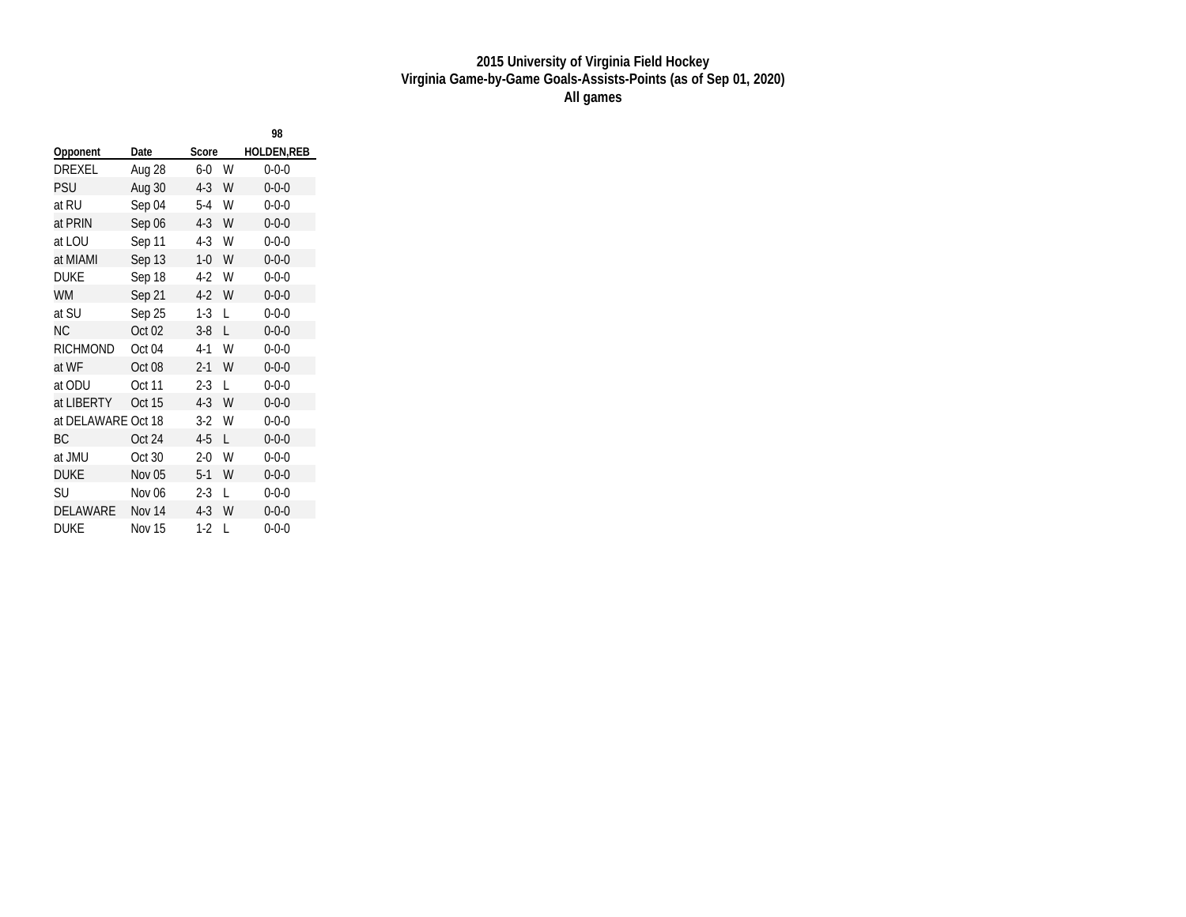**2015 University of Virginia Field Hockey**
**Virginia Game-by-Game Goals-Assists-Points (as of Sep 01, 2020)**
**All games**

| Opponent | Date | Score | | 98 HOLDEN,REB |
|---|---|---|---|---|
| DREXEL | Aug 28 | 6-0 | W | 0-0-0 |
| PSU | Aug 30 | 4-3 | W | 0-0-0 |
| at RU | Sep 04 | 5-4 | W | 0-0-0 |
| at PRIN | Sep 06 | 4-3 | W | 0-0-0 |
| at LOU | Sep 11 | 4-3 | W | 0-0-0 |
| at MIAMI | Sep 13 | 1-0 | W | 0-0-0 |
| DUKE | Sep 18 | 4-2 | W | 0-0-0 |
| WM | Sep 21 | 4-2 | W | 0-0-0 |
| at SU | Sep 25 | 1-3 | L | 0-0-0 |
| NC | Oct 02 | 3-8 | L | 0-0-0 |
| RICHMOND | Oct 04 | 4-1 | W | 0-0-0 |
| at WF | Oct 08 | 2-1 | W | 0-0-0 |
| at ODU | Oct 11 | 2-3 | L | 0-0-0 |
| at LIBERTY | Oct 15 | 4-3 | W | 0-0-0 |
| at DELAWARE | Oct 18 | 3-2 | W | 0-0-0 |
| BC | Oct 24 | 4-5 | L | 0-0-0 |
| at JMU | Oct 30 | 2-0 | W | 0-0-0 |
| DUKE | Nov 05 | 5-1 | W | 0-0-0 |
| SU | Nov 06 | 2-3 | L | 0-0-0 |
| DELAWARE | Nov 14 | 4-3 | W | 0-0-0 |
| DUKE | Nov 15 | 1-2 | L | 0-0-0 |